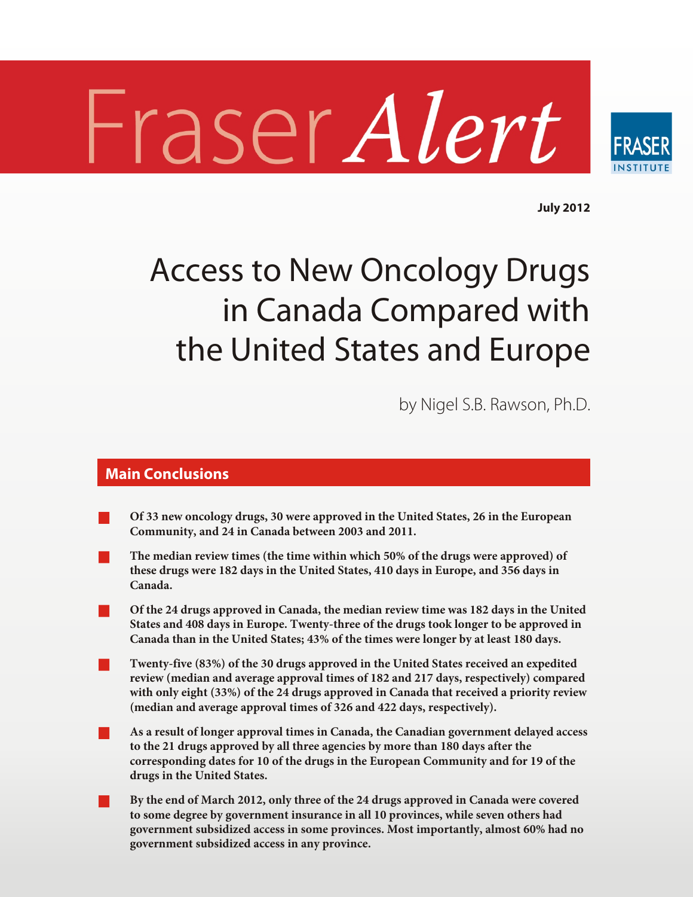# Fraser *Alert*

FRASER INSTITUTE

**July 2012**

# Access to New Oncology Drugs in Canada Compared with the United States and Europe

by Nigel S.B. Rawson, Ph.D.

## Main Conclusions

- **Of 33 new oncology drugs, 30 were approved in the United States, 26 in the European Community, and 24 in Canada between 2003 and 2011.**
- **The median review times (the time within which 50% of the drugs were approved) of these drugs were 182 days in the United States, 410 days in Europe, and 356 days in Canada.**
- **Of the 24 drugs approved in Canada, the median review time was 182 days in the United States and 408 days in Europe. Twenty-three of the drugs took longer to be approved in Canada than in the United States; 43% of the times were longer by at least 180 days.**
- **Twenty-five (83%) of the 30 drugs approved in the United States received an expedited review (median and average approval times of 182 and 217 days, respectively) compared with only eight (33%) of the 24 drugs approved in Canada that received a priority review (median and average approval times of 326 and 422 days, respectively).**
- **As a result of longer approval times in Canada, the Canadian government delayed access to the 21 drugs approved by all three agencies by more than 180 days after the corresponding dates for 10 of the drugs in the European Community and for 19 of the drugs in the United States.**
- **By the end of March 2012, only three of the 24 drugs approved in Canada were covered to some degree by government insurance in all 10 provinces, while seven others had government subsidized access in some provinces. Most importantly, almost 60% had no government subsidized access in any province.**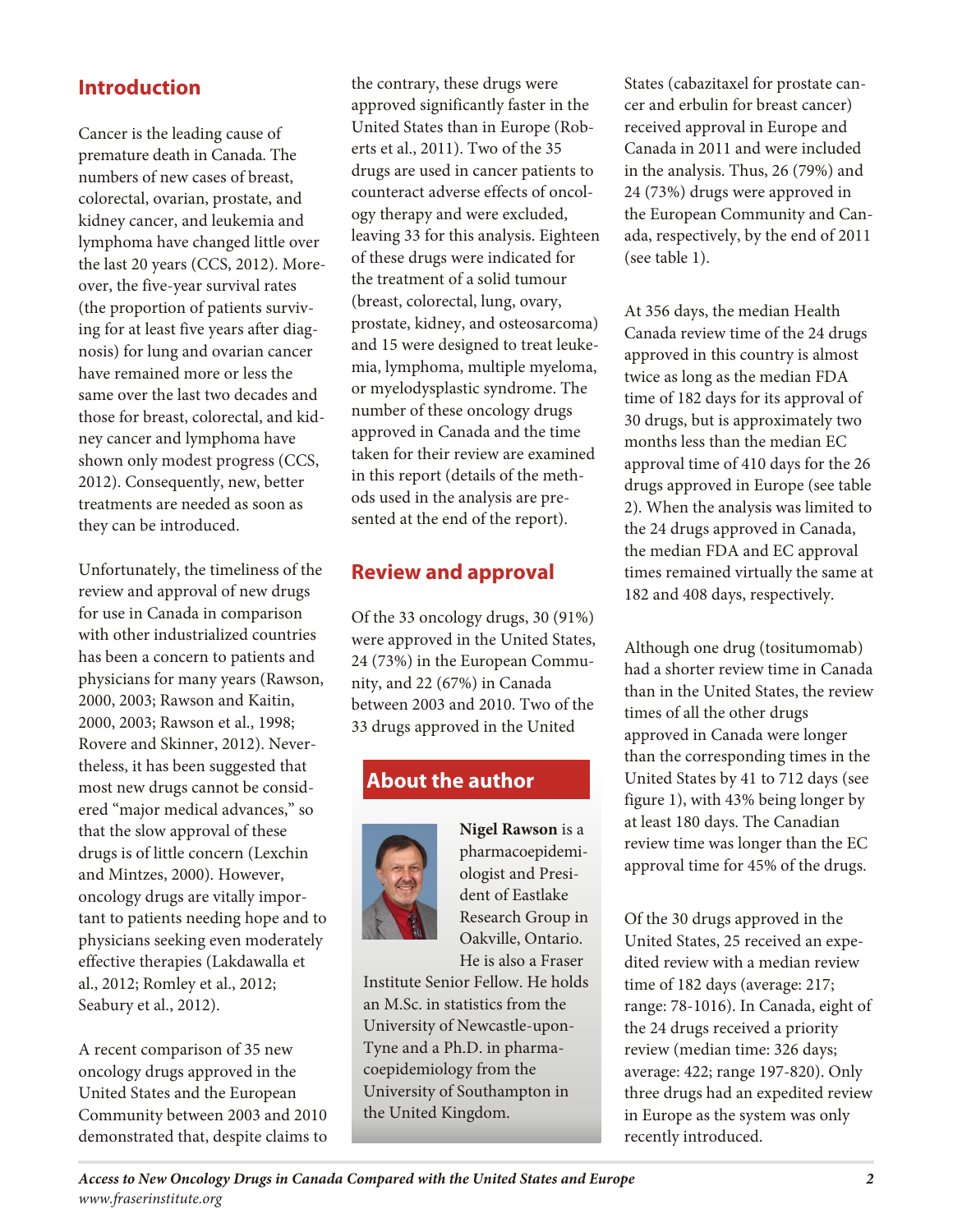## Introduction

Cancer is the leading cause of premature death in Canada. The numbers of new cases of breast, colorectal, ovarian, prostate, and kidney cancer, and leukemia and lymphoma have changed little over the last 20 years (CCS, 2012). Moreover, the five-year survival rates (the proportion of patients surviving for at least five years after diagnosis) for lung and ovarian cancer have remained more or less the same over the last two decades and those for breast, colorectal, and kidney cancer and lymphoma have shown only modest progress (CCS, 2012). Consequently, new, better treatments are needed as soon as they can be introduced.

Unfortunately, the timeliness of the review and approval of new drugs for use in Canada in comparison with other industrialized countries has been a concern to patients and physicians for many years (Rawson, 2000, 2003; Rawson and Kaitin, 2000, 2003; Rawson et al., 1998; Rovere and Skinner, 2012). Nevertheless, it has been suggested that most new drugs cannot be considered "major medical advances," so that the slow approval of these drugs is of little concern (Lexchin and Mintzes, 2000). However, oncology drugs are vitally important to patients needing hope and to physicians seeking even moderately effective therapies (Lakdawalla et al., 2012; Romley et al., 2012; Seabury et al., 2012).

A recent comparison of 35 new oncology drugs approved in the United States and the European Community between 2003 and 2010 demonstrated that, despite claims to the contrary, these drugs were approved significantly faster in the United States than in Europe (Roberts et al., 2011). Two of the 35 drugs are used in cancer patients to counteract adverse effects of oncology therapy and were excluded, leaving 33 for this analysis. Eighteen of these drugs were indicated for the treatment of a solid tumour (breast, colorectal, lung, ovary, prostate, kidney, and osteosarcoma) and 15 were designed to treat leukemia, lymphoma, multiple myeloma, or myelodysplastic syndrome. The number of these oncology drugs approved in Canada and the time taken for their review are examined in this report (details of the methods used in the analysis are presented at the end of the report).

## Review and approval

Of the 33 oncology drugs, 30 (91%) were approved in the United States, 24 (73%) in the European Community, and 22 (67%) in Canada between 2003 and 2010. Two of the 33 drugs approved in the United States (cabazitaxel for prostate cancer and erbulin for breast cancer) received approval in Europe and Canada in 2011 and were included in the analysis. Thus, 26 (79%) and 24 (73%) drugs were approved in the European Community and Canada, respectively, by the end of 2011 (see table 1).

At 356 days, the median Health Canada review time of the 24 drugs approved in this country is almost twice as long as the median FDA time of 182 days for its approval of 30 drugs, but is approximately two months less than the median EC approval time of 410 days for the 26 drugs approved in Europe (see table 2). When the analysis was limited to the 24 drugs approved in Canada, the median FDA and EC approval times remained virtually the same at 182 and 408 days, respectively.

Although one drug (tositumomab) had a shorter review time in Canada than in the United States, the review times of all the other drugs approved in Canada were longer than the corresponding times in the United States by 41 to 712 days (see figure 1), with 43% being longer by at least 180 days. The Canadian review time was longer than the EC approval time for 45% of the drugs.

Of the 30 drugs approved in the United States, 25 received an expedited review with a median review time of 182 days (average: 217; range: 78-1016). In Canada, eight of the 24 drugs received a priority review (median time: 326 days; average: 422; range 197-820). Only three drugs had an expedited review in Europe as the system was only recently introduced.

### About the author

**Nigel Rawson** is a pharmacoepidemiologist and President of Eastlake Research Group in Oakville, Ontario. He is also a Fraser Institute Senior Fellow. He holds an M.Sc. in statistics from the University of Newcastle-upon-Tyne and a Ph.D. in pharmacoepidemiology from the University of Southampton in the United Kingdom.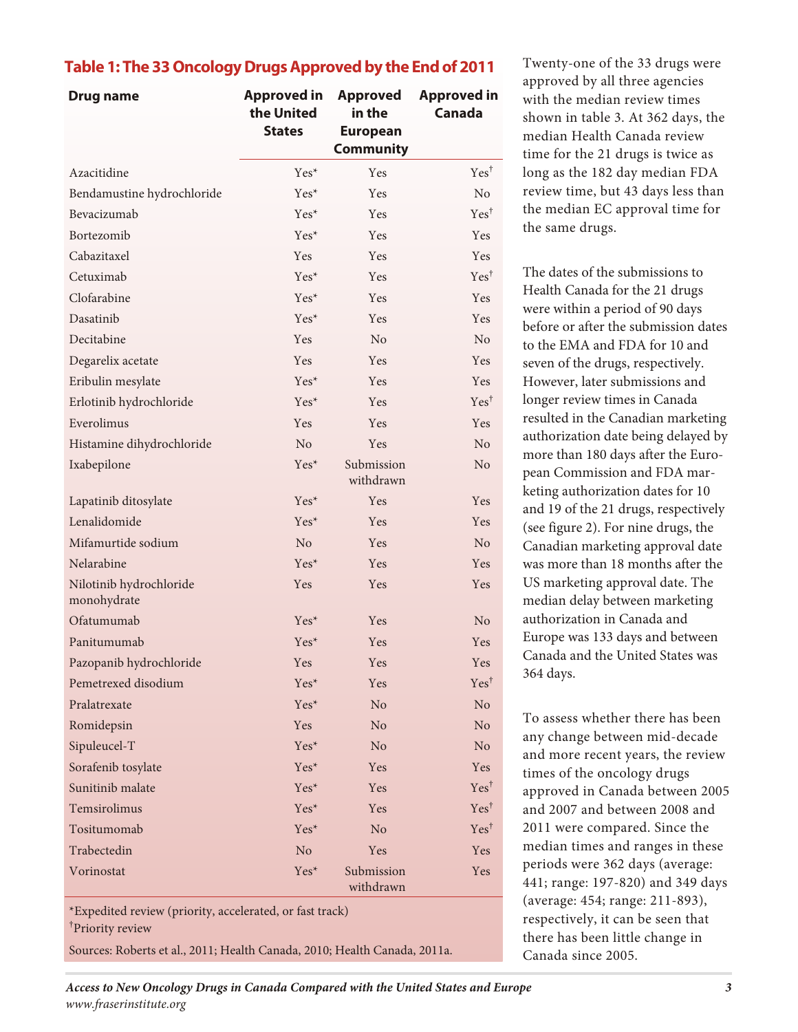## Table 1: The 33 Oncology Drugs Approved by the End of 2011

| Drug name | Approved in the United States | Approved in the European Community | Approved in Canada |
|---|---|---|---|
| Azacitidine | Yes* | Yes | Yes† |
| Bendamustine hydrochloride | Yes* | Yes | No |
| Bevacizumab | Yes* | Yes | Yes† |
| Bortezomib | Yes* | Yes | Yes |
| Cabazitaxel | Yes | Yes | Yes |
| Cetuximab | Yes* | Yes | Yes† |
| Clofarabine | Yes* | Yes | Yes |
| Dasatinib | Yes* | Yes | Yes |
| Decitabine | Yes | No | No |
| Degarelix acetate | Yes | Yes | Yes |
| Eribulin mesylate | Yes* | Yes | Yes |
| Erlotinib hydrochloride | Yes* | Yes | Yes† |
| Everolimus | Yes | Yes | Yes |
| Histamine dihydrochloride | No | Yes | No |
| Ixabepilone | Yes* | Submission withdrawn | No |
| Lapatinib ditosylate | Yes* | Yes | Yes |
| Lenalidomide | Yes* | Yes | Yes |
| Mifamurtide sodium | No | Yes | No |
| Nelarabine | Yes* | Yes | Yes |
| Nilotinib hydrochloride monohydrate | Yes | Yes | Yes |
| Ofatumumab | Yes* | Yes | No |
| Panitumumab | Yes* | Yes | Yes |
| Pazopanib hydrochloride | Yes | Yes | Yes |
| Pemetrexed disodium | Yes* | Yes | Yes† |
| Pralatrexate | Yes* | No | No |
| Romidepsin | Yes | No | No |
| Sipuleucel-T | Yes* | No | No |
| Sorafenib tosylate | Yes* | Yes | Yes |
| Sunitinib malate | Yes* | Yes | Yes† |
| Temsirolimus | Yes* | Yes | Yes† |
| Tositumomab | Yes* | No | Yes† |
| Trabectedin | No | Yes | Yes |
| Vorinostat | Yes* | Submission withdrawn | Yes |

*Expedited review (priority, accelerated, or fast track)
†Priority review

Sources: Roberts et al., 2011; Health Canada, 2010; Health Canada, 2011a.

Twenty-one of the 33 drugs were approved by all three agencies with the median review times shown in table 3. At 362 days, the median Health Canada review time for the 21 drugs is twice as long as the 182 day median FDA review time, but 43 days less than the median EC approval time for the same drugs.

The dates of the submissions to Health Canada for the 21 drugs were within a period of 90 days before or after the submission dates to the EMA and FDA for 10 and seven of the drugs, respectively. However, later submissions and longer review times in Canada resulted in the Canadian marketing authorization date being delayed by more than 180 days after the European Commission and FDA marketing authorization dates for 10 and 19 of the 21 drugs, respectively (see figure 2). For nine drugs, the Canadian marketing approval date was more than 18 months after the US marketing approval date. The median delay between marketing authorization in Canada and Europe was 133 days and between Canada and the United States was 364 days.

To assess whether there has been any change between mid-decade and more recent years, the review times of the oncology drugs approved in Canada between 2005 and 2007 and between 2008 and 2011 were compared. Since the median times and ranges in these periods were 362 days (average: 441; range: 197-820) and 349 days (average: 454; range: 211-893), respectively, it can be seen that there has been little change in Canada since 2005.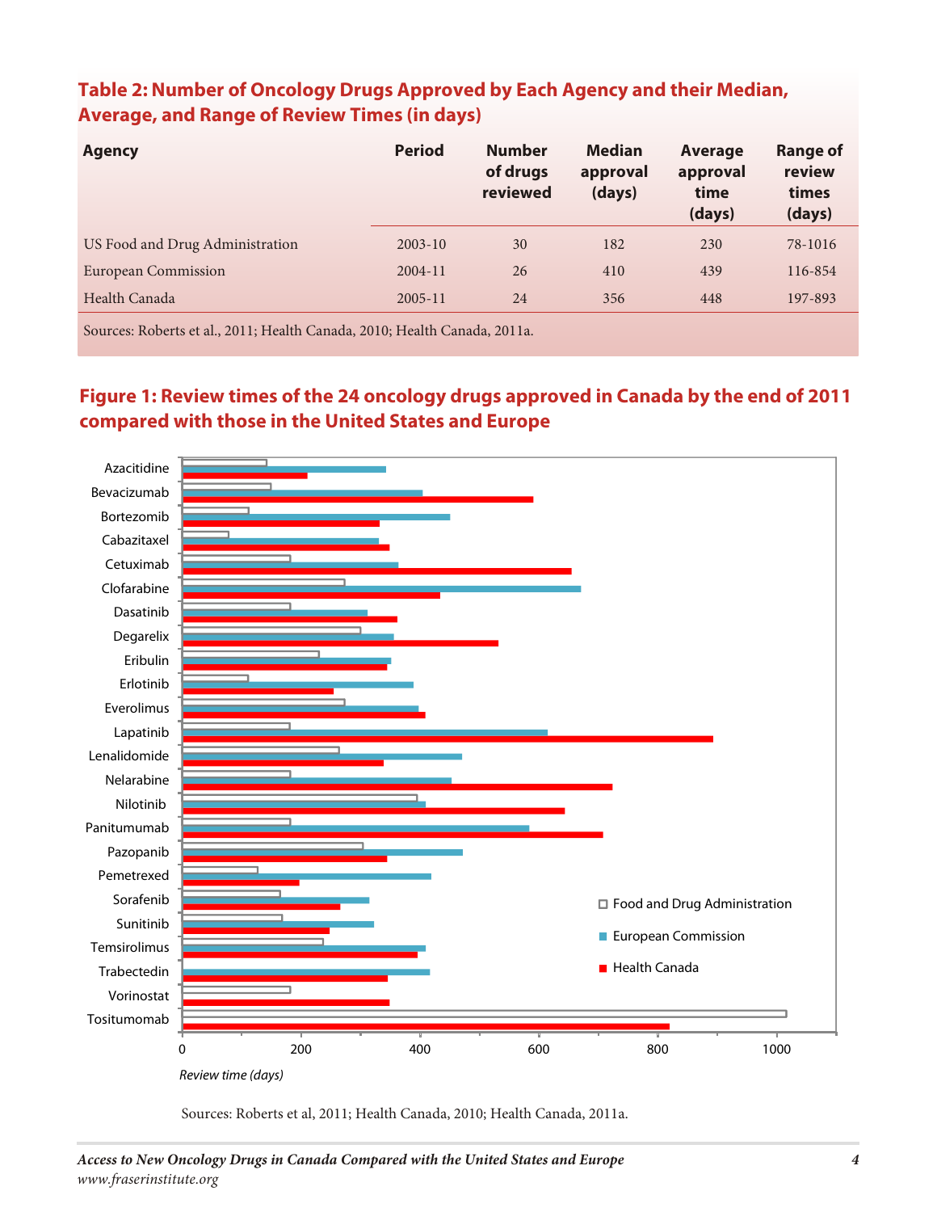### Table 2: Number of Oncology Drugs Approved by Each Agency and their Median, Average, and Range of Review Times (in days)

| Agency | Period | Number of drugs reviewed | Median approval (days) | Average approval time (days) | Range of review times (days) |
|---|---|---|---|---|---|
| US Food and Drug Administration | 2003-10 | 30 | 182 | 230 | 78-1016 |
| European Commission | 2004-11 | 26 | 410 | 439 | 116-854 |
| Health Canada | 2005-11 | 24 | 356 | 448 | 197-893 |

Sources: Roberts et al., 2011; Health Canada, 2010; Health Canada, 2011a.

### Figure 1: Review times of the 24 oncology drugs approved in Canada by the end of 2011 compared with those in the United States and Europe

Sources: Roberts et al, 2011; Health Canada, 2010; Health Canada, 2011a.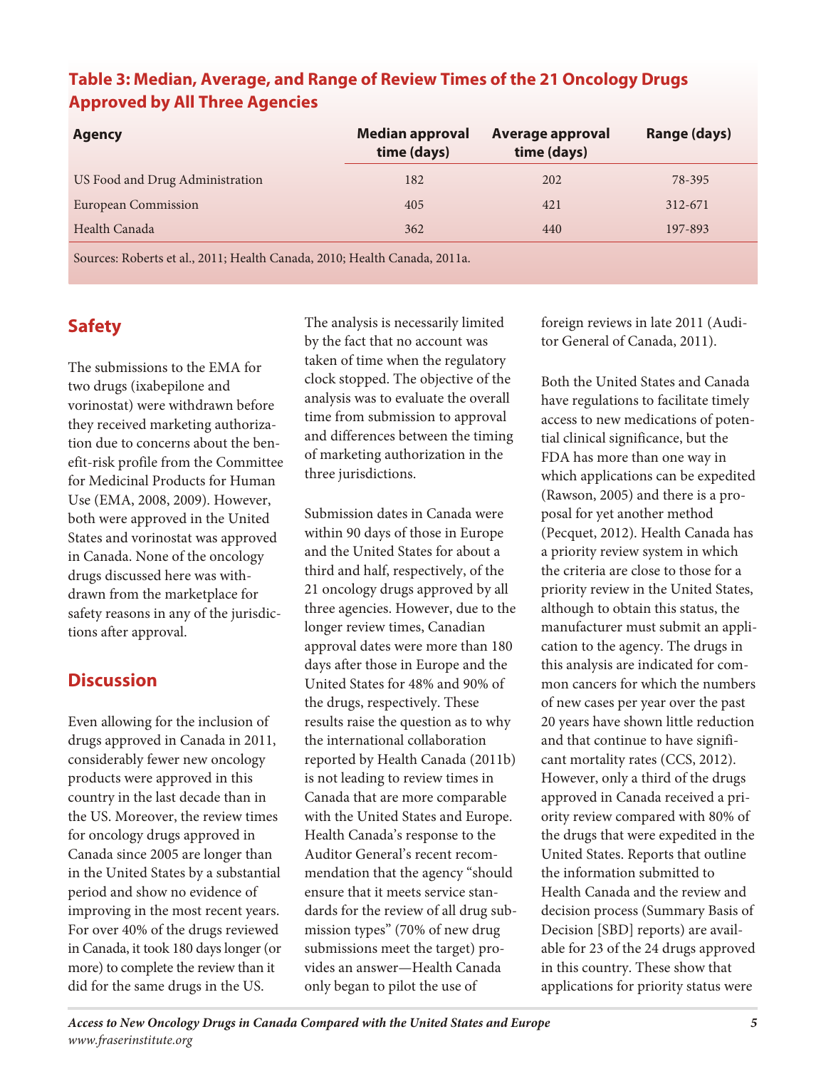**Table 3: Median, Average, and Range of Review Times of the 21 Oncology Drugs Approved by All Three Agencies**

| Agency | Median approval time (days) | Average approval time (days) | Range (days) |
|---|---|---|---|
| US Food and Drug Administration | 182 | 202 | 78-395 |
| European Commission | 405 | 421 | 312-671 |
| Health Canada | 362 | 440 | 197-893 |

Sources: Roberts et al., 2011; Health Canada, 2010; Health Canada, 2011a.

## Safety

The submissions to the EMA for two drugs (ixabepilone and vorinostat) were withdrawn before they received marketing authorization due to concerns about the benefit-risk profile from the Committee for Medicinal Products for Human Use (EMA, 2008, 2009). However, both were approved in the United States and vorinostat was approved in Canada. None of the oncology drugs discussed here was withdrawn from the marketplace for safety reasons in any of the jurisdictions after approval.

## Discussion

Even allowing for the inclusion of drugs approved in Canada in 2011, considerably fewer new oncology products were approved in this country in the last decade than in the US. Moreover, the review times for oncology drugs approved in Canada since 2005 are longer than in the United States by a substantial period and show no evidence of improving in the most recent years. For over 40% of the drugs reviewed in Canada, it took 180 days longer (or more) to complete the review than it did for the same drugs in the US. The analysis is necessarily limited by the fact that no account was taken of time when the regulatory clock stopped. The objective of the analysis was to evaluate the overall time from submission to approval and differences between the timing of marketing authorization in the three jurisdictions.

Submission dates in Canada were within 90 days of those in Europe and the United States for about a third and half, respectively, of the 21 oncology drugs approved by all three agencies. However, due to the longer review times, Canadian approval dates were more than 180 days after those in Europe and the United States for 48% and 90% of the drugs, respectively. These results raise the question as to why the international collaboration reported by Health Canada (2011b) is not leading to review times in Canada that are more comparable with the United States and Europe. Health Canada's response to the Auditor General's recent recommendation that the agency "should ensure that it meets service standards for the review of all drug submission types" (70% of new drug submissions meet the target) provides an answer—Health Canada only began to pilot the use of foreign reviews in late 2011 (Auditor General of Canada, 2011).

Both the United States and Canada have regulations to facilitate timely access to new medications of potential clinical significance, but the FDA has more than one way in which applications can be expedited (Rawson, 2005) and there is a proposal for yet another method (Pecquet, 2012). Health Canada has a priority review system in which the criteria are close to those for a priority review in the United States, although to obtain this status, the manufacturer must submit an application to the agency. The drugs in this analysis are indicated for common cancers for which the numbers of new cases per year over the past 20 years have shown little reduction and that continue to have significant mortality rates (CCS, 2012). However, only a third of the drugs approved in Canada received a priority review compared with 80% of the drugs that were expedited in the United States. Reports that outline the information submitted to Health Canada and the review and decision process (Summary Basis of Decision [SBD] reports) are available for 23 of the 24 drugs approved in this country. These show that applications for priority status were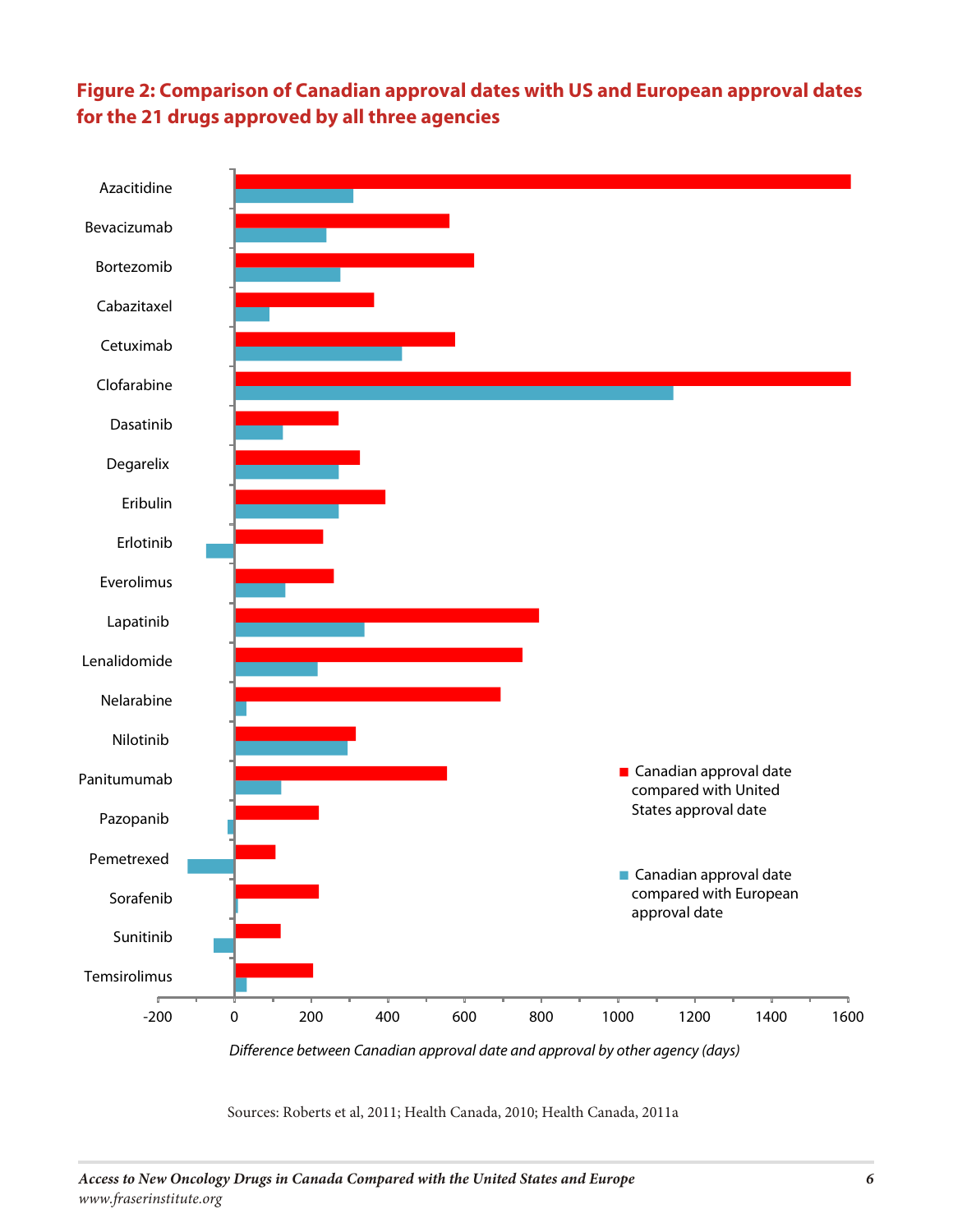**Figure 2: Comparison of Canadian approval dates with US and European approval dates for the 21 drugs approved by all three agencies**

Drugs (top to bottom): Azacitidine, Bevacizumab, Bortezomib, Cabazitaxel, Cetuximab, Clofarabine, Dasatinib, Degarelix, Eribulin, Erlotinib, Everolimus, Lapatinib, Lenalidomide, Nelarabine, Nilotinib, Panitumumab, Pazopanib, Pemetrexed, Sorafenib, Sunitinib, Temsirolimus

Legend:
- Canadian approval date compared with United States approval date
- Canadian approval date compared with European approval date

Axis: -200, 0, 200, 400, 600, 800, 1000, 1200, 1400, 1600

*Difference between Canadian approval date and approval by other agency (days)*

Sources: Roberts et al, 2011; Health Canada, 2010; Health Canada, 2011a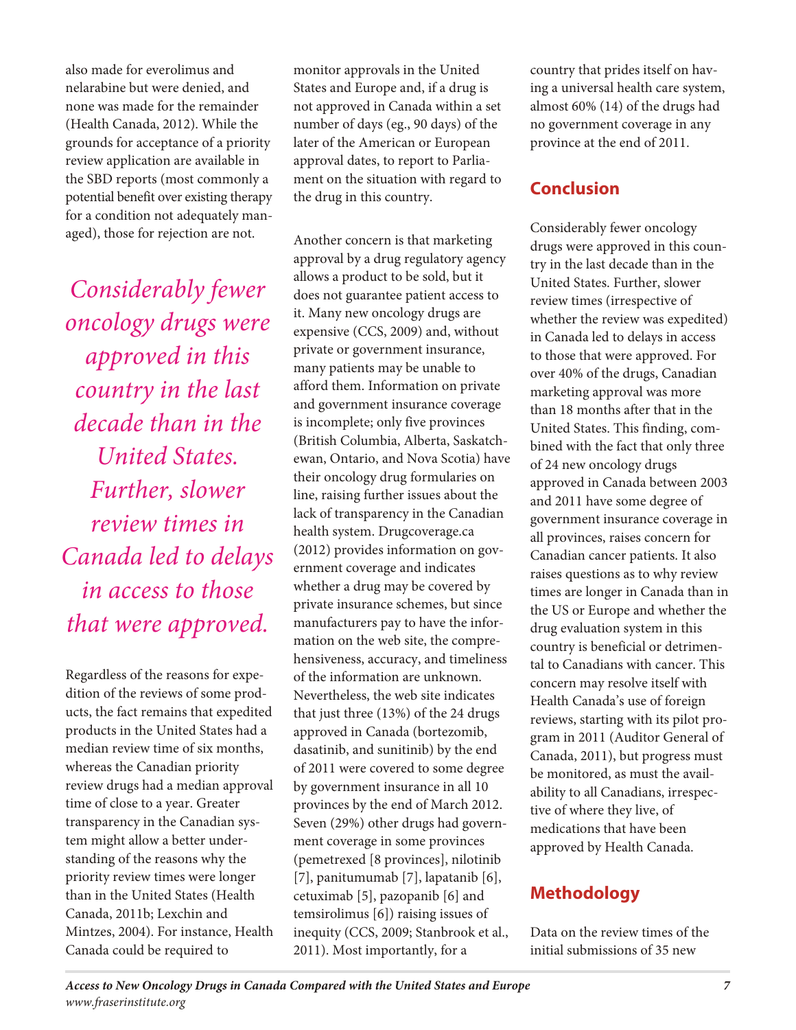also made for everolimus and nelarabine but were denied, and none was made for the remainder (Health Canada, 2012). While the grounds for acceptance of a priority review application are available in the SBD reports (most commonly a potential benefit over existing therapy for a condition not adequately managed), those for rejection are not.

*Considerably fewer oncology drugs were approved in this country in the last decade than in the United States. Further, slower review times in Canada led to delays in access to those that were approved.*

Regardless of the reasons for expedition of the reviews of some products, the fact remains that expedited products in the United States had a median review time of six months, whereas the Canadian priority review drugs had a median approval time of close to a year. Greater transparency in the Canadian system might allow a better understanding of the reasons why the priority review times were longer than in the United States (Health Canada, 2011b; Lexchin and Mintzes, 2004). For instance, Health Canada could be required to monitor approvals in the United States and Europe and, if a drug is not approved in Canada within a set number of days (eg., 90 days) of the later of the American or European approval dates, to report to Parliament on the situation with regard to the drug in this country.

Another concern is that marketing approval by a drug regulatory agency allows a product to be sold, but it does not guarantee patient access to it. Many new oncology drugs are expensive (CCS, 2009) and, without private or government insurance, many patients may be unable to afford them. Information on private and government insurance coverage is incomplete; only five provinces (British Columbia, Alberta, Saskatchewan, Ontario, and Nova Scotia) have their oncology drug formularies on line, raising further issues about the lack of transparency in the Canadian health system. Drugcoverage.ca (2012) provides information on government coverage and indicates whether a drug may be covered by private insurance schemes, but since manufacturers pay to have the information on the web site, the comprehensiveness, accuracy, and timeliness of the information are unknown. Nevertheless, the web site indicates that just three (13%) of the 24 drugs approved in Canada (bortezomib, dasatinib, and sunitinib) by the end of 2011 were covered to some degree by government insurance in all 10 provinces by the end of March 2012. Seven (29%) other drugs had government coverage in some provinces (pemetrexed [8 provinces], nilotinib [7], panitumumab [7], lapatanib [6], cetuximab [5], pazopanib [6] and temsirolimus [6]) raising issues of inequity (CCS, 2009; Stanbrook et al., 2011). Most importantly, for a country that prides itself on having a universal health care system, almost 60% (14) of the drugs had no government coverage in any province at the end of 2011.

## Conclusion

Considerably fewer oncology drugs were approved in this country in the last decade than in the United States. Further, slower review times (irrespective of whether the review was expedited) in Canada led to delays in access to those that were approved. For over 40% of the drugs, Canadian marketing approval was more than 18 months after that in the United States. This finding, combined with the fact that only three of 24 new oncology drugs approved in Canada between 2003 and 2011 have some degree of government insurance coverage in all provinces, raises concern for Canadian cancer patients. It also raises questions as to why review times are longer in Canada than in the US or Europe and whether the drug evaluation system in this country is beneficial or detrimental to Canadians with cancer. This concern may resolve itself with Health Canada's use of foreign reviews, starting with its pilot program in 2011 (Auditor General of Canada, 2011), but progress must be monitored, as must the availability to all Canadians, irrespective of where they live, of medications that have been approved by Health Canada.

## Methodology

Data on the review times of the initial submissions of 35 new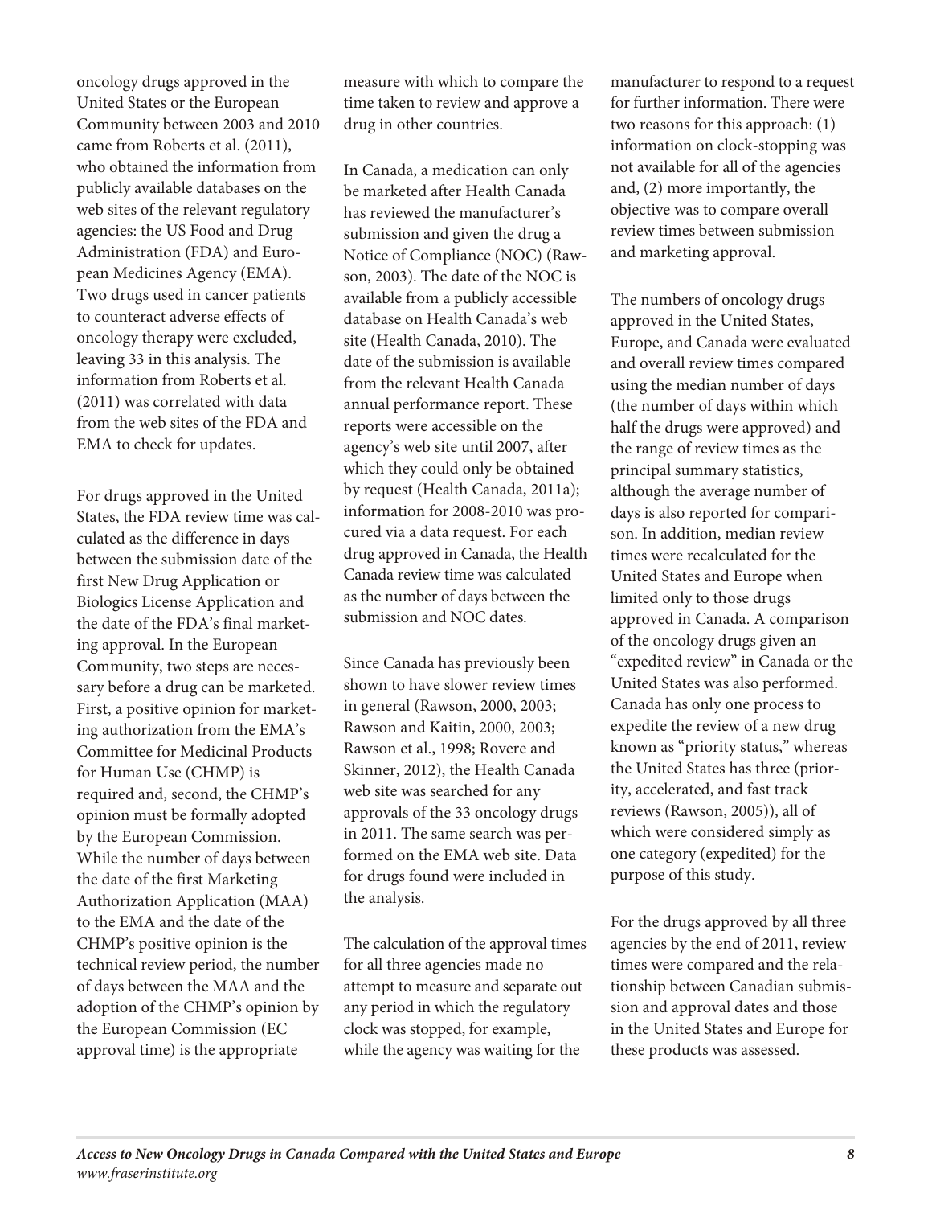oncology drugs approved in the United States or the European Community between 2003 and 2010 came from Roberts et al. (2011), who obtained the information from publicly available databases on the web sites of the relevant regulatory agencies: the US Food and Drug Administration (FDA) and European Medicines Agency (EMA). Two drugs used in cancer patients to counteract adverse effects of oncology therapy were excluded, leaving 33 in this analysis. The information from Roberts et al. (2011) was correlated with data from the web sites of the FDA and EMA to check for updates.

For drugs approved in the United States, the FDA review time was calculated as the difference in days between the submission date of the first New Drug Application or Biologics License Application and the date of the FDA's final marketing approval. In the European Community, two steps are necessary before a drug can be marketed. First, a positive opinion for marketing authorization from the EMA's Committee for Medicinal Products for Human Use (CHMP) is required and, second, the CHMP's opinion must be formally adopted by the European Commission. While the number of days between the date of the first Marketing Authorization Application (MAA) to the EMA and the date of the CHMP's positive opinion is the technical review period, the number of days between the MAA and the adoption of the CHMP's opinion by the European Commission (EC approval time) is the appropriate measure with which to compare the time taken to review and approve a drug in other countries.

In Canada, a medication can only be marketed after Health Canada has reviewed the manufacturer's submission and given the drug a Notice of Compliance (NOC) (Rawson, 2003). The date of the NOC is available from a publicly accessible database on Health Canada's web site (Health Canada, 2010). The date of the submission is available from the relevant Health Canada annual performance report. These reports were accessible on the agency's web site until 2007, after which they could only be obtained by request (Health Canada, 2011a); information for 2008-2010 was procured via a data request. For each drug approved in Canada, the Health Canada review time was calculated as the number of days between the submission and NOC dates.

Since Canada has previously been shown to have slower review times in general (Rawson, 2000, 2003; Rawson and Kaitin, 2000, 2003; Rawson et al., 1998; Rovere and Skinner, 2012), the Health Canada web site was searched for any approvals of the 33 oncology drugs in 2011. The same search was performed on the EMA web site. Data for drugs found were included in the analysis.

The calculation of the approval times for all three agencies made no attempt to measure and separate out any period in which the regulatory clock was stopped, for example, while the agency was waiting for the manufacturer to respond to a request for further information. There were two reasons for this approach: (1) information on clock-stopping was not available for all of the agencies and, (2) more importantly, the objective was to compare overall review times between submission and marketing approval.

The numbers of oncology drugs approved in the United States, Europe, and Canada were evaluated and overall review times compared using the median number of days (the number of days within which half the drugs were approved) and the range of review times as the principal summary statistics, although the average number of days is also reported for comparison. In addition, median review times were recalculated for the United States and Europe when limited only to those drugs approved in Canada. A comparison of the oncology drugs given an "expedited review" in Canada or the United States was also performed. Canada has only one process to expedite the review of a new drug known as "priority status," whereas the United States has three (priority, accelerated, and fast track reviews (Rawson, 2005)), all of which were considered simply as one category (expedited) for the purpose of this study.

For the drugs approved by all three agencies by the end of 2011, review times were compared and the relationship between Canadian submission and approval dates and those in the United States and Europe for these products was assessed.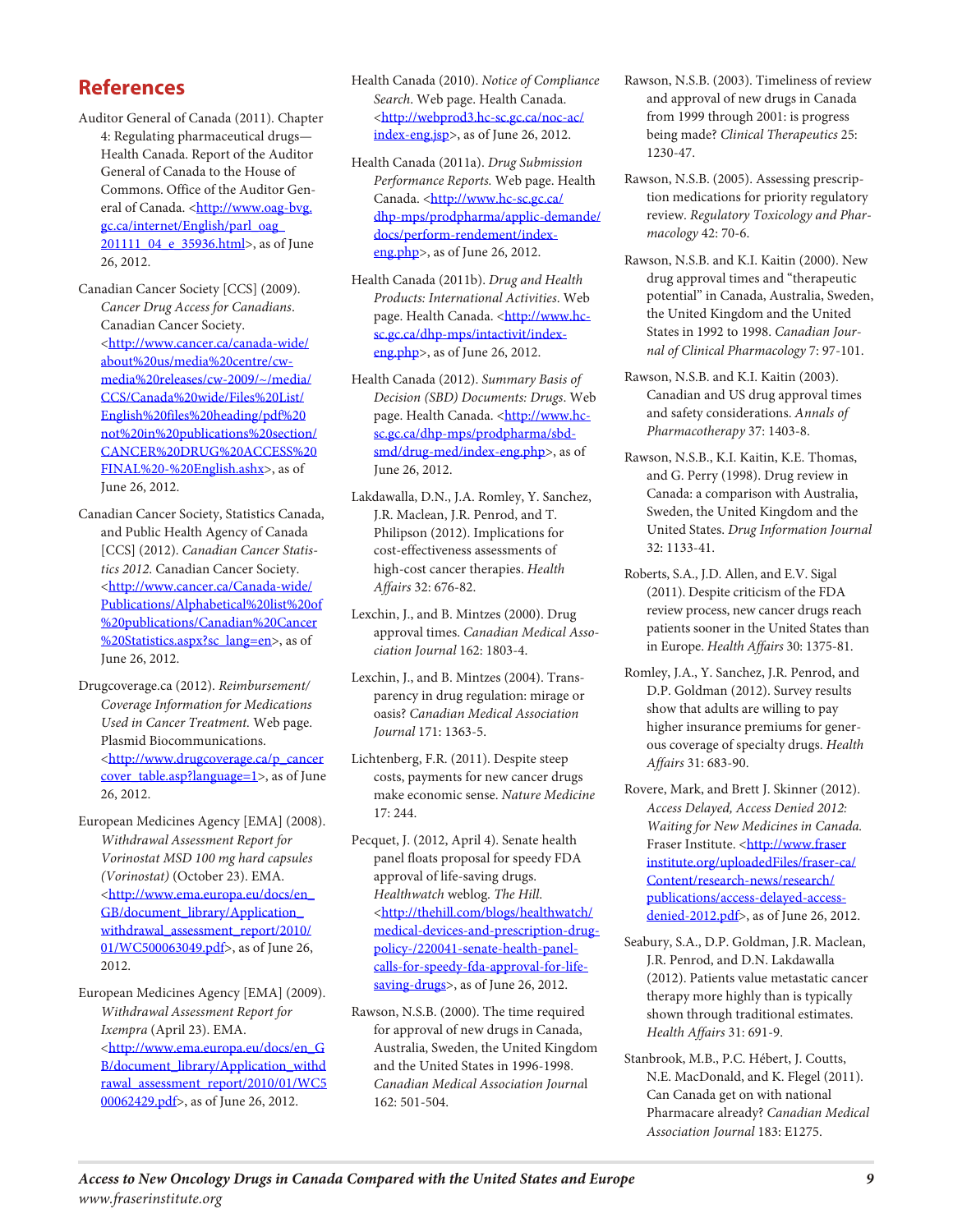## References

Auditor General of Canada (2011). Chapter 4: Regulating pharmaceutical drugs—Health Canada. Report of the Auditor General of Canada to the House of Commons. Office of the Auditor General of Canada. <http://www.oag-bvg.gc.ca/internet/English/parl_oag_201111_04_e_35936.html>, as of June 26, 2012.

Canadian Cancer Society [CCS] (2009). *Cancer Drug Access for Canadians*. Canadian Cancer Society. <http://www.cancer.ca/canada-wide/about%20us/media%20centre/cw-media%20releases/cw-2009/~/media/CCS/Canada%20wide/Files%20List/English%20files%20heading/pdf%20not%20in%20publications%20section/CANCER%20DRUG%20ACCESS%20FINAL%20-%20English.ashx>, as of June 26, 2012.

Canadian Cancer Society, Statistics Canada, and Public Health Agency of Canada [CCS] (2012). *Canadian Cancer Statistics 2012*. Canadian Cancer Society. <http://www.cancer.ca/Canada-wide/Publications/Alphabetical%20list%20of%20publications/Canadian%20Cancer%20Statistics.aspx?sc_lang=en>, as of June 26, 2012.

Drugcoverage.ca (2012). *Reimbursement/Coverage Information for Medications Used in Cancer Treatment*. Web page. Plasmid Biocommunications. <http://www.drugcoverage.ca/p_cancer cover_table.asp?language=1>, as of June 26, 2012.

European Medicines Agency [EMA] (2008). *Withdrawal Assessment Report for Vorinostat MSD 100 mg hard capsules (Vorinostat)* (October 23). EMA. <http://www.ema.europa.eu/docs/en_GB/document_library/Application_withdrawal_assessment_report/2010/01/WC500063049.pdf>, as of June 26, 2012.

European Medicines Agency [EMA] (2009). *Withdrawal Assessment Report for Ixempra* (April 23). EMA. <http://www.ema.europa.eu/docs/en_GB/document_library/Application_withdrawal_assessment_report/2010/01/WC500062429.pdf>, as of June 26, 2012.

Health Canada (2010). *Notice of Compliance Search*. Web page. Health Canada. <http://webprod3.hc-sc.gc.ca/noc-ac/index-eng.jsp>, as of June 26, 2012.

Health Canada (2011a). *Drug Submission Performance Reports*. Web page. Health Canada. <http://www.hc-sc.gc.ca/dhp-mps/prodpharma/applic-demande/docs/perform-rendement/index-eng.php>, as of June 26, 2012.

Health Canada (2011b). *Drug and Health Products: International Activities*. Web page. Health Canada. <http://www.hc-sc.gc.ca/dhp-mps/intactivit/index-eng.php>, as of June 26, 2012.

Health Canada (2012). *Summary Basis of Decision (SBD) Documents: Drugs*. Web page. Health Canada. <http://www.hc-sc.gc.ca/dhp-mps/prodpharma/sbd-smd/drug-med/index-eng.php>, as of June 26, 2012.

Lakdawalla, D.N., J.A. Romley, Y. Sanchez, J.R. Maclean, J.R. Penrod, and T. Philipson (2012). Implications for cost-effectiveness assessments of high-cost cancer therapies. *Health Affairs* 32: 676-82.

Lexchin, J., and B. Mintzes (2000). Drug approval times. *Canadian Medical Association Journal* 162: 1803-4.

Lexchin, J., and B. Mintzes (2004). Transparency in drug regulation: mirage or oasis? *Canadian Medical Association Journal* 171: 1363-5.

Lichtenberg, F.R. (2011). Despite steep costs, payments for new cancer drugs make economic sense. *Nature Medicine* 17: 244.

Pecquet, J. (2012, April 4). Senate health panel floats proposal for speedy FDA approval of life-saving drugs. *Healthwatch* weblog. *The Hill*. <http://thehill.com/blogs/healthwatch/medical-devices-and-prescription-drug-policy-/220041-senate-health-panel-calls-for-speedy-fda-approval-for-life-saving-drugs>, as of June 26, 2012.

Rawson, N.S.B. (2000). The time required for approval of new drugs in Canada, Australia, Sweden, the United Kingdom and the United States in 1996-1998. *Canadian Medical Association Journal* 162: 501-504.

Rawson, N.S.B. (2003). Timeliness of review and approval of new drugs in Canada from 1999 through 2001: is progress being made? *Clinical Therapeutics* 25: 1230-47.

Rawson, N.S.B. (2005). Assessing prescription medications for priority regulatory review. *Regulatory Toxicology and Pharmacology* 42: 70-6.

Rawson, N.S.B. and K.I. Kaitin (2000). New drug approval times and "therapeutic potential" in Canada, Australia, Sweden, the United Kingdom and the United States in 1992 to 1998. *Canadian Journal of Clinical Pharmacology* 7: 97-101.

Rawson, N.S.B. and K.I. Kaitin (2003). Canadian and US drug approval times and safety considerations. *Annals of Pharmacotherapy* 37: 1403-8.

Rawson, N.S.B., K.I. Kaitin, K.E. Thomas, and G. Perry (1998). Drug review in Canada: a comparison with Australia, Sweden, the United Kingdom and the United States. *Drug Information Journal* 32: 1133-41.

Roberts, S.A., J.D. Allen, and E.V. Sigal (2011). Despite criticism of the FDA review process, new cancer drugs reach patients sooner in the United States than in Europe. *Health Affairs* 30: 1375-81.

Romley, J.A., Y. Sanchez, J.R. Penrod, and D.P. Goldman (2012). Survey results show that adults are willing to pay higher insurance premiums for generous coverage of specialty drugs. *Health Affairs* 31: 683-90.

Rovere, Mark, and Brett J. Skinner (2012). *Access Delayed, Access Denied 2012: Waiting for New Medicines in Canada*. Fraser Institute. <http://www.fraserinstitute.org/uploadedFiles/fraser-ca/Content/research-news/research/publications/access-delayed-access-denied-2012.pdf>, as of June 26, 2012.

Seabury, S.A., D.P. Goldman, J.R. Maclean, J.R. Penrod, and D.N. Lakdawalla (2012). Patients value metastatic cancer therapy more highly than is typically shown through traditional estimates. *Health Affairs* 31: 691-9.

Stanbrook, M.B., P.C. Hébert, J. Coutts, N.E. MacDonald, and K. Flegel (2011). Can Canada get on with national Pharmacare already? *Canadian Medical Association Journal* 183: E1275.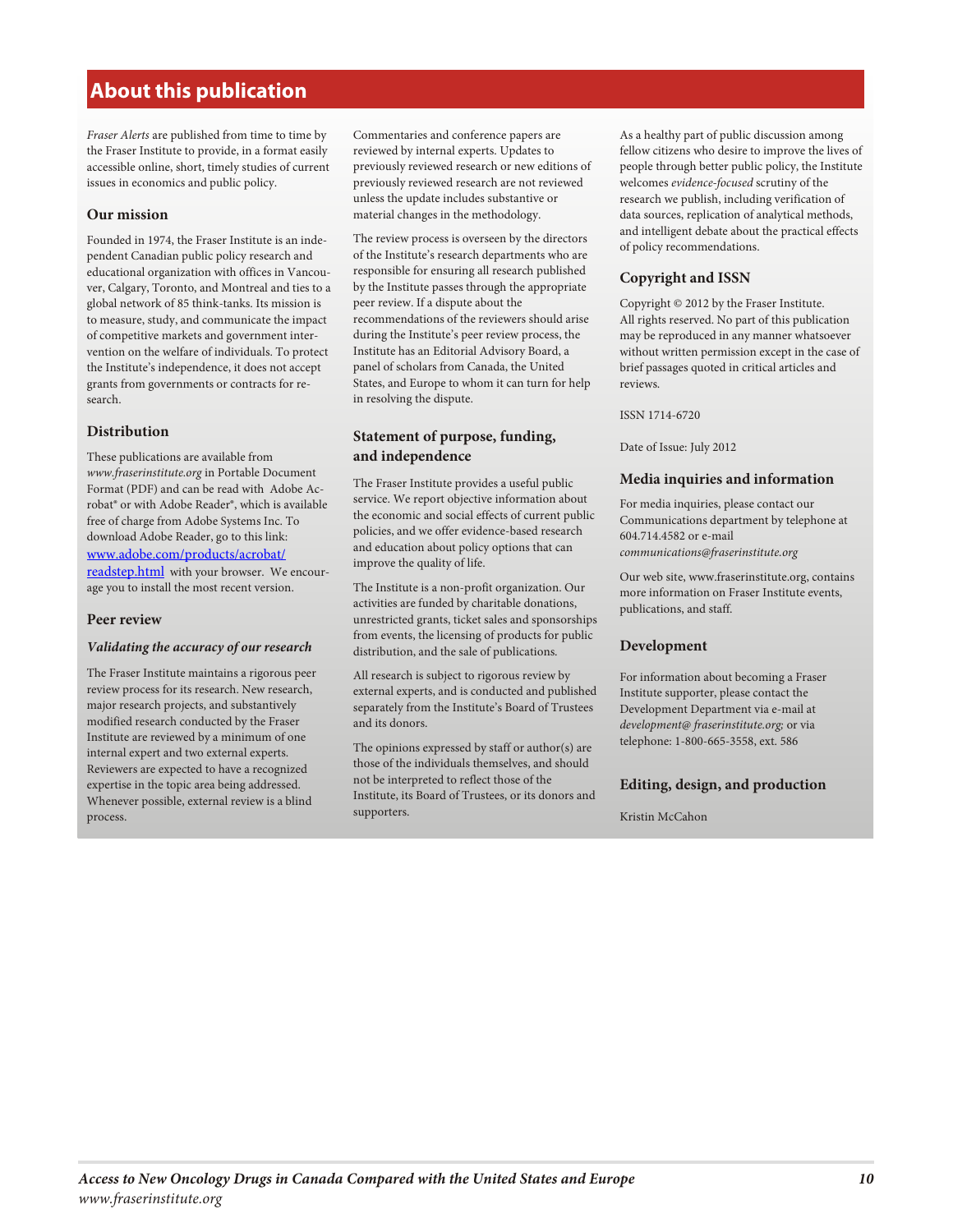# About this publication

*Fraser Alerts* are published from time to time by the Fraser Institute to provide, in a format easily accessible online, short, timely studies of current issues in economics and public policy.

## Our mission

Founded in 1974, the Fraser Institute is an independent Canadian public policy research and educational organization with offices in Vancouver, Calgary, Toronto, and Montreal and ties to a global network of 85 think-tanks. Its mission is to measure, study, and communicate the impact of competitive markets and government intervention on the welfare of individuals. To protect the Institute's independence, it does not accept grants from governments or contracts for research.

## Distribution

These publications are available from *www.fraserinstitute.org* in Portable Document Format (PDF) and can be read with Adobe Acrobat® or with Adobe Reader®, which is available free of charge from Adobe Systems Inc. To download Adobe Reader, go to this link: www.adobe.com/products/acrobat/readstep.html with your browser. We encourage you to install the most recent version.

## Peer review

### *Validating the accuracy of our research*

The Fraser Institute maintains a rigorous peer review process for its research. New research, major research projects, and substantively modified research conducted by the Fraser Institute are reviewed by a minimum of one internal expert and two external experts. Reviewers are expected to have a recognized expertise in the topic area being addressed. Whenever possible, external review is a blind process.

Commentaries and conference papers are reviewed by internal experts. Updates to previously reviewed research or new editions of previously reviewed research are not reviewed unless the update includes substantive or material changes in the methodology.

The review process is overseen by the directors of the Institute's research departments who are responsible for ensuring all research published by the Institute passes through the appropriate peer review. If a dispute about the recommendations of the reviewers should arise during the Institute's peer review process, the Institute has an Editorial Advisory Board, a panel of scholars from Canada, the United States, and Europe to whom it can turn for help in resolving the dispute.

## Statement of purpose, funding, and independence

The Fraser Institute provides a useful public service. We report objective information about the economic and social effects of current public policies, and we offer evidence-based research and education about policy options that can improve the quality of life.

The Institute is a non-profit organization. Our activities are funded by charitable donations, unrestricted grants, ticket sales and sponsorships from events, the licensing of products for public distribution, and the sale of publications.

All research is subject to rigorous review by external experts, and is conducted and published separately from the Institute's Board of Trustees and its donors.

The opinions expressed by staff or author(s) are those of the individuals themselves, and should not be interpreted to reflect those of the Institute, its Board of Trustees, or its donors and supporters.

As a healthy part of public discussion among fellow citizens who desire to improve the lives of people through better public policy, the Institute welcomes *evidence-focused* scrutiny of the research we publish, including verification of data sources, replication of analytical methods, and intelligent debate about the practical effects of policy recommendations.

## Copyright and ISSN

Copyright © 2012 by the Fraser Institute. All rights reserved. No part of this publication may be reproduced in any manner whatsoever without written permission except in the case of brief passages quoted in critical articles and reviews.

ISSN 1714-6720

Date of Issue: July 2012

## Media inquiries and information

For media inquiries, please contact our Communications department by telephone at 604.714.4582 or e-mail *communications@fraserinstitute.org*

Our web site, www.fraserinstitute.org, contains more information on Fraser Institute events, publications, and staff.

## Development

For information about becoming a Fraser Institute supporter, please contact the Development Department via e-mail at *development@ fraserinstitute.org;* or via telephone: 1-800-665-3558, ext. 586

## Editing, design, and production

Kristin McCahon